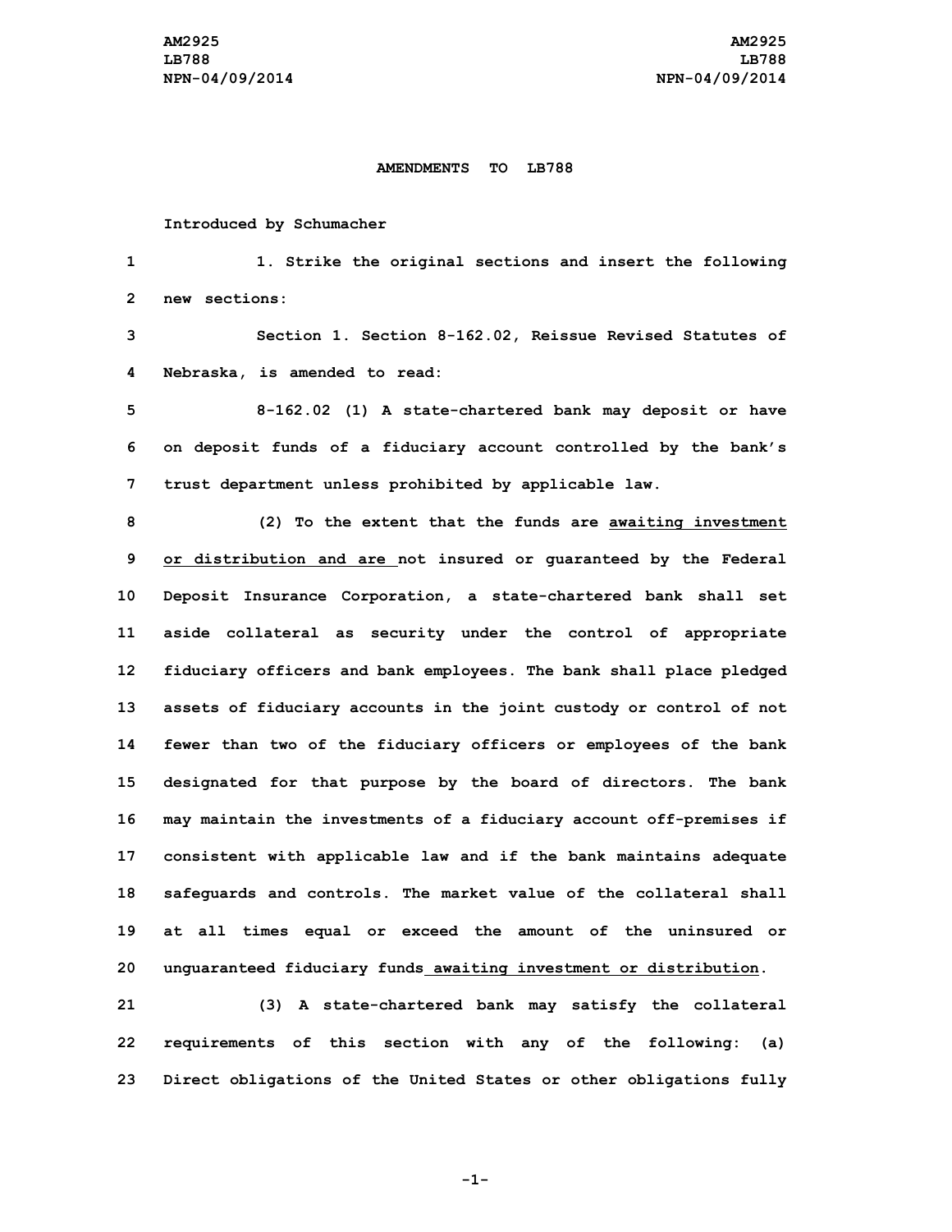**AMENDMENTS TO LB788**

Introduced by Schumacher

1. Strike the original sections and insert the following new sections:

Section 1. Section 8-162.02, Reissue Revised Statutes of Nebraska, is amended to read:

8-162.02 (1) A state-chartered bank may deposit or have on deposit funds of a fiduciary account controlled by the bank's trust department unless prohibited by applicable law.

(2) To the extent that the funds are <u>awaiting investment or distribution and are</u> not insured or guaranteed by the Federal Deposit Insurance Corporation, a state-chartered bank shall set aside collateral as security under the control of appropriate fiduciary officers and bank employees. The bank shall place pledged assets of fiduciary accounts in the joint custody or control of not fewer than two of the fiduciary officers or employees of the bank designated for that purpose by the board of directors. The bank may maintain the investments of a fiduciary account off-premises if consistent with applicable law and if the bank maintains adequate safeguards and controls. The market value of the collateral shall at all times equal or exceed the amount of the uninsured or unguaranteed fiduciary funds<u> awaiting investment or distribution</u>.

(3) A state-chartered bank may satisfy the collateral requirements of this section with any of the following: (a) Direct obligations of the United States or other obligations fully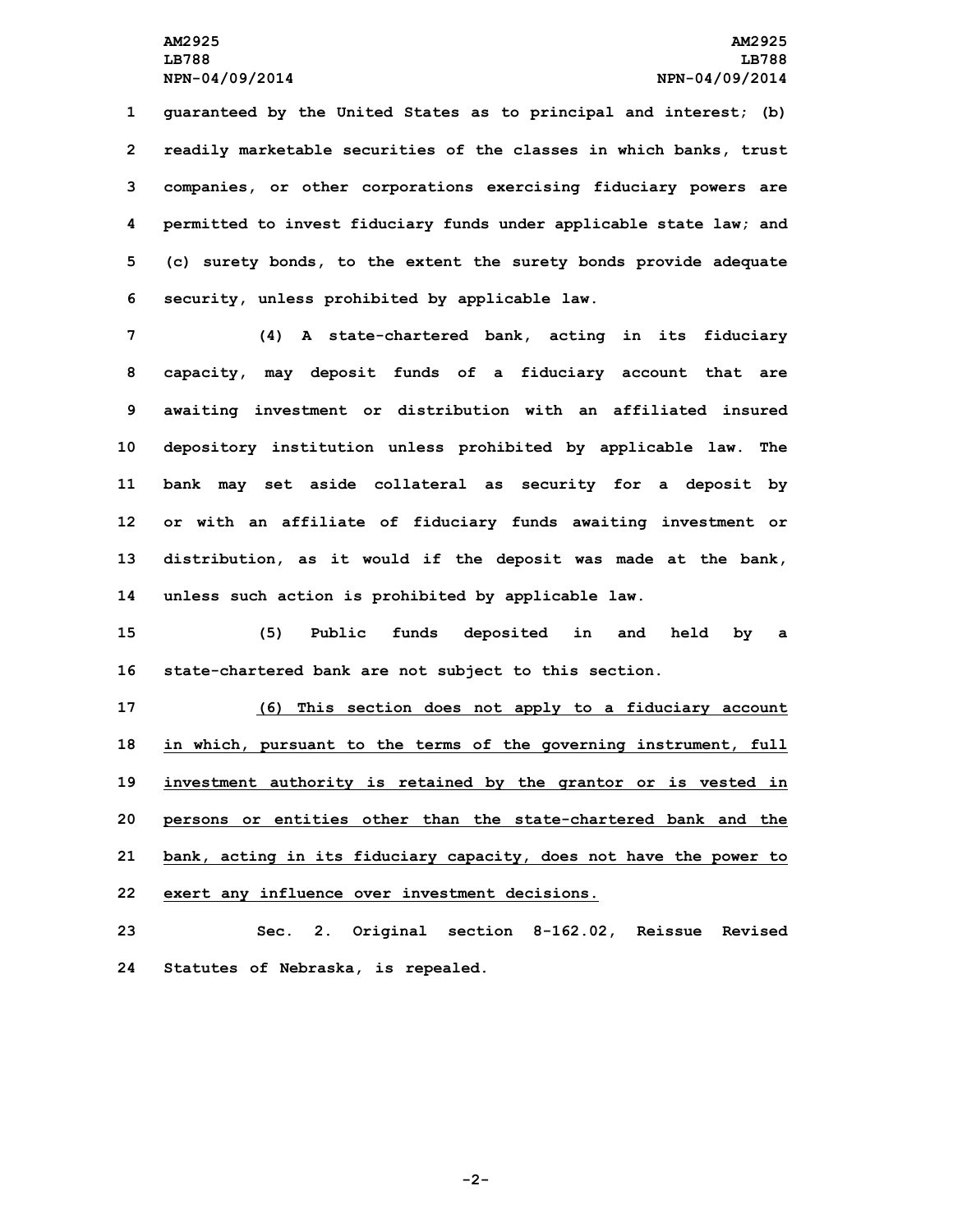guaranteed by the United States as to principal and interest; (b) readily marketable securities of the classes in which banks, trust companies, or other corporations exercising fiduciary powers are permitted to invest fiduciary funds under applicable state law; and (c) surety bonds, to the extent the surety bonds provide adequate security, unless prohibited by applicable law.

(4) A state-chartered bank, acting in its fiduciary capacity, may deposit funds of a fiduciary account that are awaiting investment or distribution with an affiliated insured depository institution unless prohibited by applicable law. The bank may set aside collateral as security for a deposit by or with an affiliate of fiduciary funds awaiting investment or distribution, as it would if the deposit was made at the bank, unless such action is prohibited by applicable law.

(5) Public funds deposited in and held by a state-chartered bank are not subject to this section.

<u>(6) This section does not apply to a fiduciary account in which, pursuant to the terms of the governing instrument, full investment authority is retained by the grantor or is vested in persons or entities other than the state-chartered bank and the bank, acting in its fiduciary capacity, does not have the power to exert any influence over investment decisions.</u>

Sec. 2. Original section 8-162.02, Reissue Revised Statutes of Nebraska, is repealed.